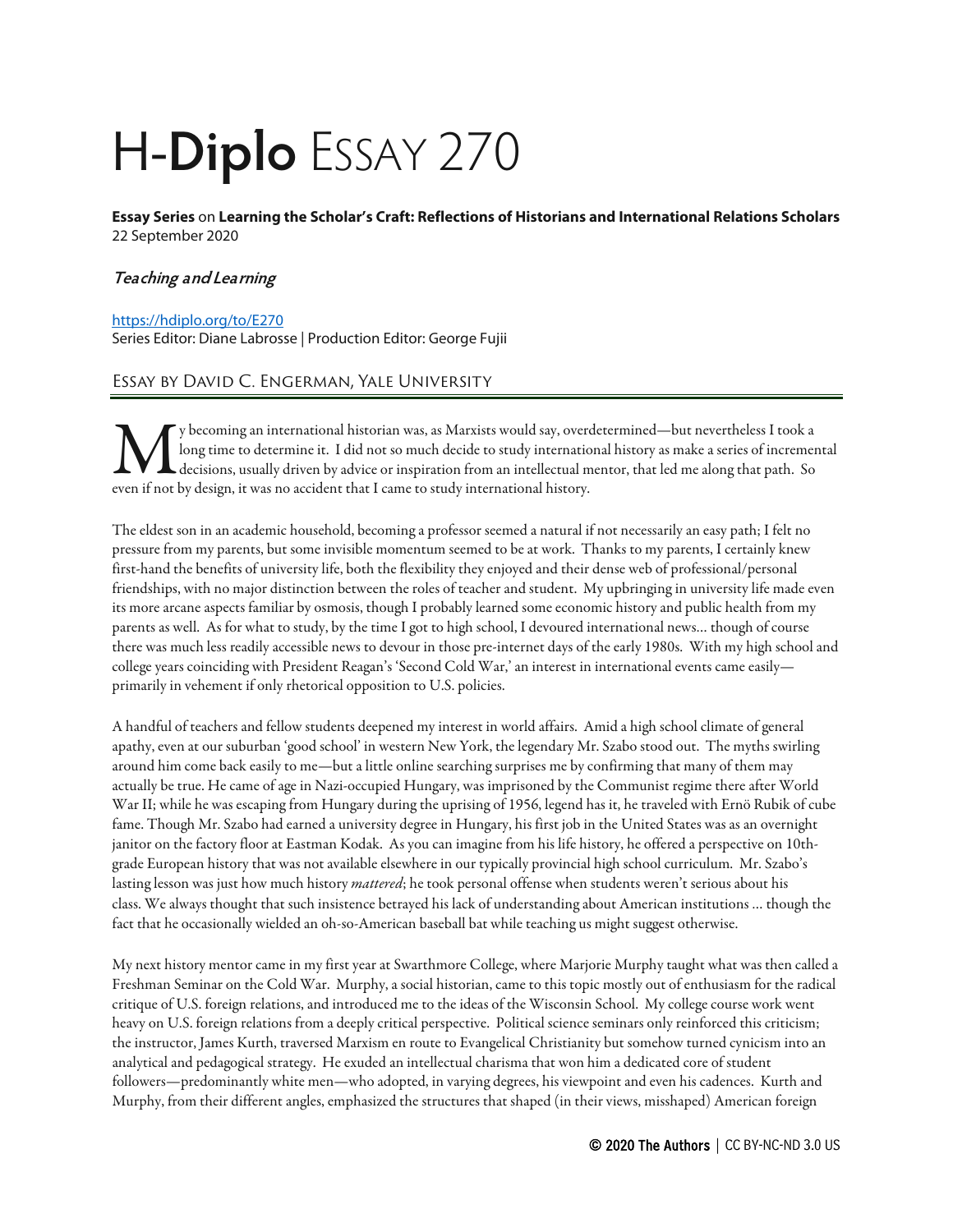# H-**Diplo** ESSAY 270

**Essay Series** on **Learning the Scholar's Craft: Reflections of Historians and International Relations Scholars**
22 September 2020

### *Teaching and Learning*

https://hdiplo.org/to/E270
Series Editor: Diane Labrosse | Production Editor: George Fujii

## Essay by David C. Engerman, Yale University

My becoming an international historian was, as Marxists would say, overdetermined—but nevertheless I took a long time to determine it. I did not so much decide to study international history as make a series of incremental decisions, usually driven by advice or inspiration from an intellectual mentor, that led me along that path. So even if not by design, it was no accident that I came to study international history.

The eldest son in an academic household, becoming a professor seemed a natural if not necessarily an easy path; I felt no pressure from my parents, but some invisible momentum seemed to be at work. Thanks to my parents, I certainly knew first-hand the benefits of university life, both the flexibility they enjoyed and their dense web of professional/personal friendships, with no major distinction between the roles of teacher and student. My upbringing in university life made even its more arcane aspects familiar by osmosis, though I probably learned some economic history and public health from my parents as well. As for what to study, by the time I got to high school, I devoured international news… though of course there was much less readily accessible news to devour in those pre-internet days of the early 1980s. With my high school and college years coinciding with President Reagan's 'Second Cold War,' an interest in international events came easily—primarily in vehement if only rhetorical opposition to U.S. policies.

A handful of teachers and fellow students deepened my interest in world affairs. Amid a high school climate of general apathy, even at our suburban 'good school' in western New York, the legendary Mr. Szabo stood out. The myths swirling around him come back easily to me—but a little online searching surprises me by confirming that many of them may actually be true. He came of age in Nazi-occupied Hungary, was imprisoned by the Communist regime there after World War II; while he was escaping from Hungary during the uprising of 1956, legend has it, he traveled with Ernö Rubik of cube fame. Though Mr. Szabo had earned a university degree in Hungary, his first job in the United States was as an overnight janitor on the factory floor at Eastman Kodak. As you can imagine from his life history, he offered a perspective on 10th-grade European history that was not available elsewhere in our typically provincial high school curriculum. Mr. Szabo's lasting lesson was just how much history *mattered*; he took personal offense when students weren't serious about his class. We always thought that such insistence betrayed his lack of understanding about American institutions … though the fact that he occasionally wielded an oh-so-American baseball bat while teaching us might suggest otherwise.

My next history mentor came in my first year at Swarthmore College, where Marjorie Murphy taught what was then called a Freshman Seminar on the Cold War. Murphy, a social historian, came to this topic mostly out of enthusiasm for the radical critique of U.S. foreign relations, and introduced me to the ideas of the Wisconsin School. My college course work went heavy on U.S. foreign relations from a deeply critical perspective. Political science seminars only reinforced this criticism; the instructor, James Kurth, traversed Marxism en route to Evangelical Christianity but somehow turned cynicism into an analytical and pedagogical strategy. He exuded an intellectual charisma that won him a dedicated core of student followers—predominantly white men—who adopted, in varying degrees, his viewpoint and even his cadences. Kurth and Murphy, from their different angles, emphasized the structures that shaped (in their views, misshaped) American foreign

© 2020 The Authors | CC BY-NC-ND 3.0 US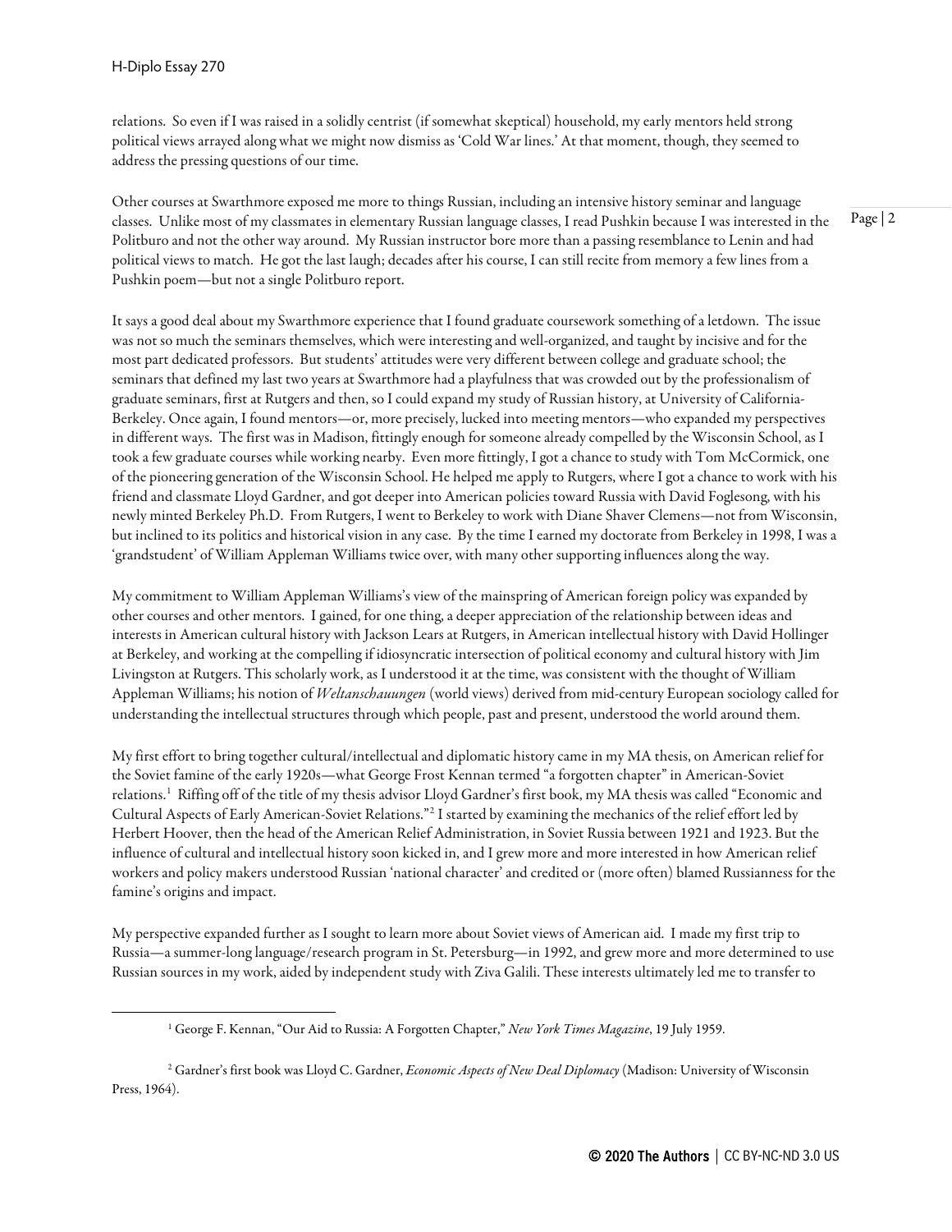relations. So even if I was raised in a solidly centrist (if somewhat skeptical) household, my early mentors held strong political views arrayed along what we might now dismiss as 'Cold War lines.' At that moment, though, they seemed to address the pressing questions of our time.

Other courses at Swarthmore exposed me more to things Russian, including an intensive history seminar and language classes. Unlike most of my classmates in elementary Russian language classes, I read Pushkin because I was interested in the Politburo and not the other way around. My Russian instructor bore more than a passing resemblance to Lenin and had political views to match. He got the last laugh; decades after his course, I can still recite from memory a few lines from a Pushkin poem—but not a single Politburo report.

It says a good deal about my Swarthmore experience that I found graduate coursework something of a letdown. The issue was not so much the seminars themselves, which were interesting and well-organized, and taught by incisive and for the most part dedicated professors. But students' attitudes were very different between college and graduate school; the seminars that defined my last two years at Swarthmore had a playfulness that was crowded out by the professionalism of graduate seminars, first at Rutgers and then, so I could expand my study of Russian history, at University of California-Berkeley. Once again, I found mentors—or, more precisely, lucked into meeting mentors—who expanded my perspectives in different ways. The first was in Madison, fittingly enough for someone already compelled by the Wisconsin School, as I took a few graduate courses while working nearby. Even more fittingly, I got a chance to study with Tom McCormick, one of the pioneering generation of the Wisconsin School. He helped me apply to Rutgers, where I got a chance to work with his friend and classmate Lloyd Gardner, and got deeper into American policies toward Russia with David Foglesong, with his newly minted Berkeley Ph.D. From Rutgers, I went to Berkeley to work with Diane Shaver Clemens—not from Wisconsin, but inclined to its politics and historical vision in any case. By the time I earned my doctorate from Berkeley in 1998, I was a 'grandstudent' of William Appleman Williams twice over, with many other supporting influences along the way.

My commitment to William Appleman Williams's view of the mainspring of American foreign policy was expanded by other courses and other mentors. I gained, for one thing, a deeper appreciation of the relationship between ideas and interests in American cultural history with Jackson Lears at Rutgers, in American intellectual history with David Hollinger at Berkeley, and working at the compelling if idiosyncratic intersection of political economy and cultural history with Jim Livingston at Rutgers. This scholarly work, as I understood it at the time, was consistent with the thought of William Appleman Williams; his notion of *Weltanschauungen* (world views) derived from mid-century European sociology called for understanding the intellectual structures through which people, past and present, understood the world around them.

My first effort to bring together cultural/intellectual and diplomatic history came in my MA thesis, on American relief for the Soviet famine of the early 1920s—what George Frost Kennan termed "a forgotten chapter" in American-Soviet relations.[1] Riffing off of the title of my thesis advisor Lloyd Gardner's first book, my MA thesis was called "Economic and Cultural Aspects of Early American-Soviet Relations."[2] I started by examining the mechanics of the relief effort led by Herbert Hoover, then the head of the American Relief Administration, in Soviet Russia between 1921 and 1923. But the influence of cultural and intellectual history soon kicked in, and I grew more and more interested in how American relief workers and policy makers understood Russian 'national character' and credited or (more often) blamed Russianness for the famine's origins and impact.

My perspective expanded further as I sought to learn more about Soviet views of American aid. I made my first trip to Russia—a summer-long language/research program in St. Petersburg—in 1992, and grew more and more determined to use Russian sources in my work, aided by independent study with Ziva Galili. These interests ultimately led me to transfer to

---

[1] George F. Kennan, "Our Aid to Russia: A Forgotten Chapter," *New York Times Magazine*, 19 July 1959.

[2] Gardner's first book was Lloyd C. Gardner, *Economic Aspects of New Deal Diplomacy* (Madison: University of Wisconsin Press, 1964).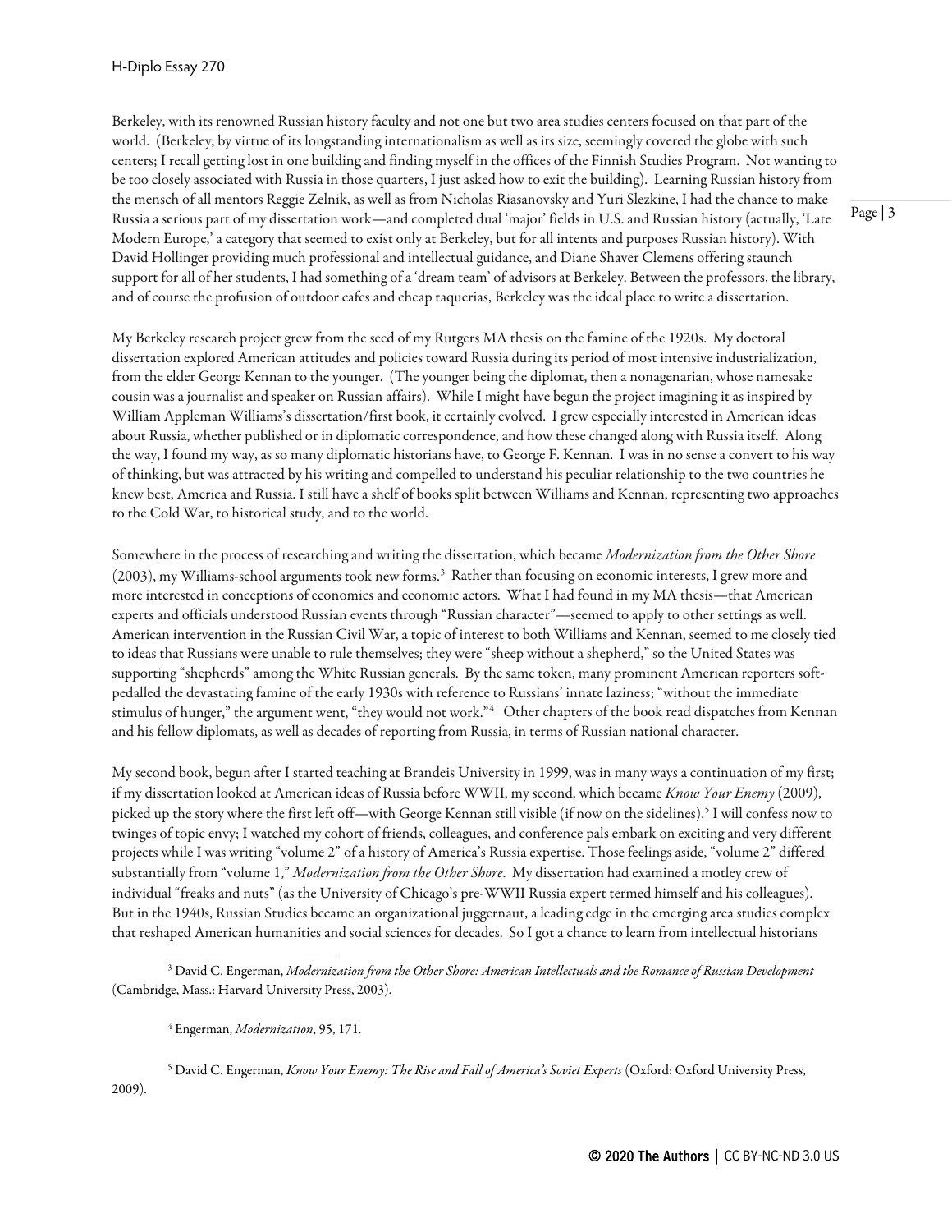Berkeley, with its renowned Russian history faculty and not one but two area studies centers focused on that part of the world. (Berkeley, by virtue of its longstanding internationalism as well as its size, seemingly covered the globe with such centers; I recall getting lost in one building and finding myself in the offices of the Finnish Studies Program. Not wanting to be too closely associated with Russia in those quarters, I just asked how to exit the building). Learning Russian history from the mensch of all mentors Reggie Zelnik, as well as from Nicholas Riasanovsky and Yuri Slezkine, I had the chance to make Russia a serious part of my dissertation work—and completed dual 'major' fields in U.S. and Russian history (actually, 'Late Modern Europe,' a category that seemed to exist only at Berkeley, but for all intents and purposes Russian history). With David Hollinger providing much professional and intellectual guidance, and Diane Shaver Clemens offering staunch support for all of her students, I had something of a 'dream team' of advisors at Berkeley. Between the professors, the library, and of course the profusion of outdoor cafes and cheap taquerias, Berkeley was the ideal place to write a dissertation.

My Berkeley research project grew from the seed of my Rutgers MA thesis on the famine of the 1920s. My doctoral dissertation explored American attitudes and policies toward Russia during its period of most intensive industrialization, from the elder George Kennan to the younger. (The younger being the diplomat, then a nonagenarian, whose namesake cousin was a journalist and speaker on Russian affairs). While I might have begun the project imagining it as inspired by William Appleman Williams's dissertation/first book, it certainly evolved. I grew especially interested in American ideas about Russia, whether published or in diplomatic correspondence, and how these changed along with Russia itself. Along the way, I found my way, as so many diplomatic historians have, to George F. Kennan. I was in no sense a convert to his way of thinking, but was attracted by his writing and compelled to understand his peculiar relationship to the two countries he knew best, America and Russia. I still have a shelf of books split between Williams and Kennan, representing two approaches to the Cold War, to historical study, and to the world.

Somewhere in the process of researching and writing the dissertation, which became *Modernization from the Other Shore* (2003), my Williams-school arguments took new forms.[3] Rather than focusing on economic interests, I grew more and more interested in conceptions of economics and economic actors. What I had found in my MA thesis—that American experts and officials understood Russian events through "Russian character"—seemed to apply to other settings as well. American intervention in the Russian Civil War, a topic of interest to both Williams and Kennan, seemed to me closely tied to ideas that Russians were unable to rule themselves; they were "sheep without a shepherd," so the United States was supporting "shepherds" among the White Russian generals. By the same token, many prominent American reporters soft-pedalled the devastating famine of the early 1930s with reference to Russians' innate laziness; "without the immediate stimulus of hunger," the argument went, "they would not work."[4] Other chapters of the book read dispatches from Kennan and his fellow diplomats, as well as decades of reporting from Russia, in terms of Russian national character.

My second book, begun after I started teaching at Brandeis University in 1999, was in many ways a continuation of my first; if my dissertation looked at American ideas of Russia before WWII, my second, which became *Know Your Enemy* (2009), picked up the story where the first left off—with George Kennan still visible (if now on the sidelines).[5] I will confess now to twinges of topic envy; I watched my cohort of friends, colleagues, and conference pals embark on exciting and very different projects while I was writing "volume 2" of a history of America's Russia expertise. Those feelings aside, "volume 2" differed substantially from "volume 1," *Modernization from the Other Shore*. My dissertation had examined a motley crew of individual "freaks and nuts" (as the University of Chicago's pre-WWII Russia expert termed himself and his colleagues). But in the 1940s, Russian Studies became an organizational juggernaut, a leading edge in the emerging area studies complex that reshaped American humanities and social sciences for decades. So I got a chance to learn from intellectual historians

---

[3] David C. Engerman, *Modernization from the Other Shore: American Intellectuals and the Romance of Russian Development* (Cambridge, Mass.: Harvard University Press, 2003).

[4] Engerman, *Modernization*, 95, 171.

[5] David C. Engerman, *Know Your Enemy: The Rise and Fall of America's Soviet Experts* (Oxford: Oxford University Press, 2009).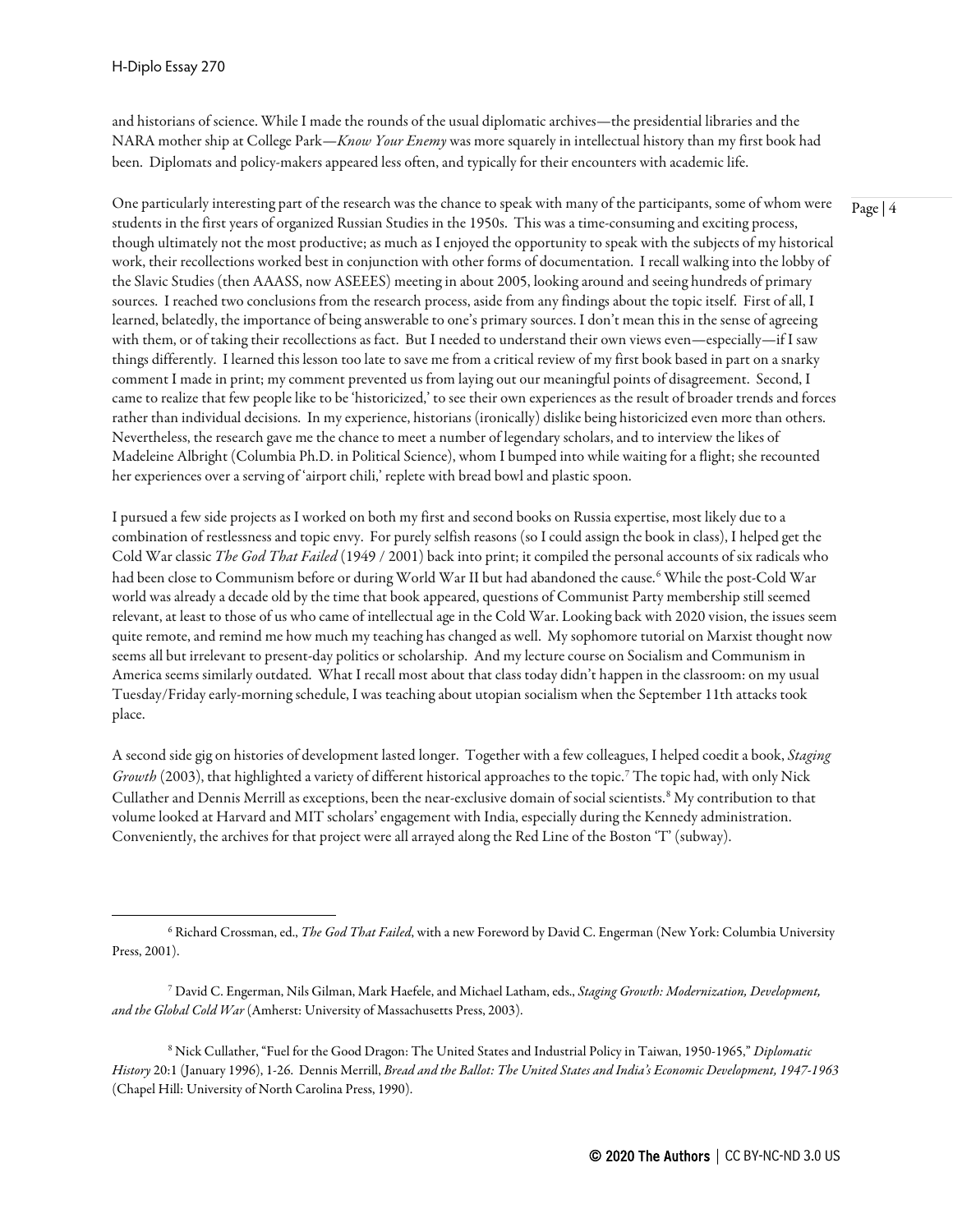and historians of science. While I made the rounds of the usual diplomatic archives—the presidential libraries and the NARA mother ship at College Park—*Know Your Enemy* was more squarely in intellectual history than my first book had been. Diplomats and policy-makers appeared less often, and typically for their encounters with academic life.

One particularly interesting part of the research was the chance to speak with many of the participants, some of whom were students in the first years of organized Russian Studies in the 1950s. This was a time-consuming and exciting process, though ultimately not the most productive; as much as I enjoyed the opportunity to speak with the subjects of my historical work, their recollections worked best in conjunction with other forms of documentation. I recall walking into the lobby of the Slavic Studies (then AAASS, now ASEEES) meeting in about 2005, looking around and seeing hundreds of primary sources. I reached two conclusions from the research process, aside from any findings about the topic itself. First of all, I learned, belatedly, the importance of being answerable to one's primary sources. I don't mean this in the sense of agreeing with them, or of taking their recollections as fact. But I needed to understand their own views even—especially—if I saw things differently. I learned this lesson too late to save me from a critical review of my first book based in part on a snarky comment I made in print; my comment prevented us from laying out our meaningful points of disagreement. Second, I came to realize that few people like to be 'historicized,' to see their own experiences as the result of broader trends and forces rather than individual decisions. In my experience, historians (ironically) dislike being historicized even more than others. Nevertheless, the research gave me the chance to meet a number of legendary scholars, and to interview the likes of Madeleine Albright (Columbia Ph.D. in Political Science), whom I bumped into while waiting for a flight; she recounted her experiences over a serving of 'airport chili,' replete with bread bowl and plastic spoon.

I pursued a few side projects as I worked on both my first and second books on Russia expertise, most likely due to a combination of restlessness and topic envy. For purely selfish reasons (so I could assign the book in class), I helped get the Cold War classic *The God That Failed* (1949 / 2001) back into print; it compiled the personal accounts of six radicals who had been close to Communism before or during World War II but had abandoned the cause.[6] While the post-Cold War world was already a decade old by the time that book appeared, questions of Communist Party membership still seemed relevant, at least to those of us who came of intellectual age in the Cold War. Looking back with 2020 vision, the issues seem quite remote, and remind me how much my teaching has changed as well. My sophomore tutorial on Marxist thought now seems all but irrelevant to present-day politics or scholarship. And my lecture course on Socialism and Communism in America seems similarly outdated. What I recall most about that class today didn't happen in the classroom: on my usual Tuesday/Friday early-morning schedule, I was teaching about utopian socialism when the September 11th attacks took place.

A second side gig on histories of development lasted longer. Together with a few colleagues, I helped coedit a book, *Staging Growth* (2003), that highlighted a variety of different historical approaches to the topic.[7] The topic had, with only Nick Cullather and Dennis Merrill as exceptions, been the near-exclusive domain of social scientists.[8] My contribution to that volume looked at Harvard and MIT scholars' engagement with India, especially during the Kennedy administration. Conveniently, the archives for that project were all arrayed along the Red Line of the Boston 'T' (subway).

[6] Richard Crossman, ed., *The God That Failed*, with a new Foreword by David C. Engerman (New York: Columbia University Press, 2001).

[7] David C. Engerman, Nils Gilman, Mark Haefele, and Michael Latham, eds., *Staging Growth: Modernization, Development, and the Global Cold War* (Amherst: University of Massachusetts Press, 2003).

[8] Nick Cullather, "Fuel for the Good Dragon: The United States and Industrial Policy in Taiwan, 1950-1965," *Diplomatic History* 20:1 (January 1996), 1-26. Dennis Merrill, *Bread and the Ballot: The United States and India's Economic Development, 1947-1963* (Chapel Hill: University of North Carolina Press, 1990).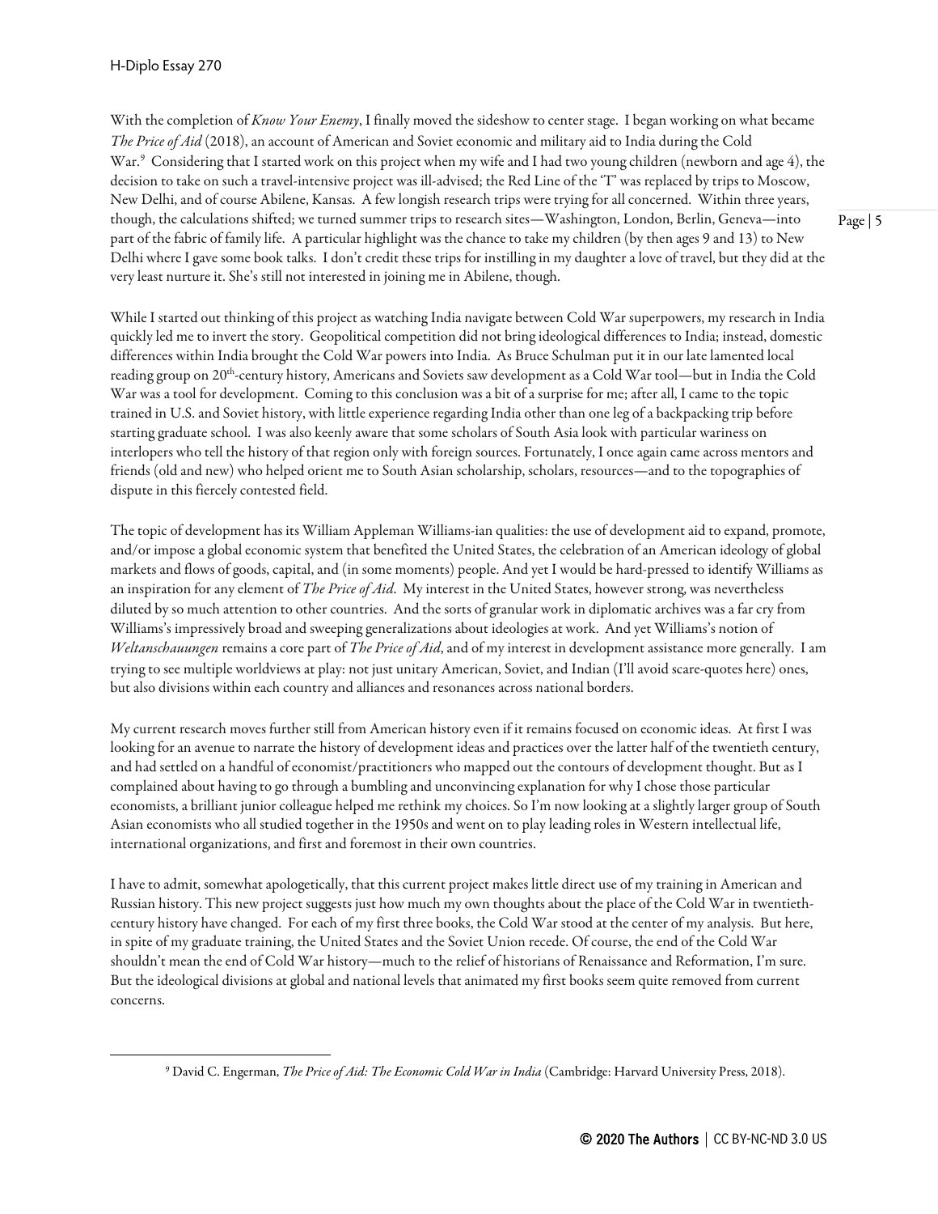With the completion of *Know Your Enemy*, I finally moved the sideshow to center stage. I began working on what became *The Price of Aid* (2018), an account of American and Soviet economic and military aid to India during the Cold War.[9] Considering that I started work on this project when my wife and I had two young children (newborn and age 4), the decision to take on such a travel-intensive project was ill-advised; the Red Line of the 'T' was replaced by trips to Moscow, New Delhi, and of course Abilene, Kansas. A few longish research trips were trying for all concerned. Within three years, though, the calculations shifted; we turned summer trips to research sites—Washington, London, Berlin, Geneva—into part of the fabric of family life. A particular highlight was the chance to take my children (by then ages 9 and 13) to New Delhi where I gave some book talks. I don't credit these trips for instilling in my daughter a love of travel, but they did at the very least nurture it. She's still not interested in joining me in Abilene, though.

While I started out thinking of this project as watching India navigate between Cold War superpowers, my research in India quickly led me to invert the story. Geopolitical competition did not bring ideological differences to India; instead, domestic differences within India brought the Cold War powers into India. As Bruce Schulman put it in our late lamented local reading group on 20th-century history, Americans and Soviets saw development as a Cold War tool—but in India the Cold War was a tool for development. Coming to this conclusion was a bit of a surprise for me; after all, I came to the topic trained in U.S. and Soviet history, with little experience regarding India other than one leg of a backpacking trip before starting graduate school. I was also keenly aware that some scholars of South Asia look with particular wariness on interlopers who tell the history of that region only with foreign sources. Fortunately, I once again came across mentors and friends (old and new) who helped orient me to South Asian scholarship, scholars, resources—and to the topographies of dispute in this fiercely contested field.

The topic of development has its William Appleman Williams-ian qualities: the use of development aid to expand, promote, and/or impose a global economic system that benefited the United States, the celebration of an American ideology of global markets and flows of goods, capital, and (in some moments) people. And yet I would be hard-pressed to identify Williams as an inspiration for any element of *The Price of Aid*. My interest in the United States, however strong, was nevertheless diluted by so much attention to other countries. And the sorts of granular work in diplomatic archives was a far cry from Williams's impressively broad and sweeping generalizations about ideologies at work. And yet Williams's notion of *Weltanschauungen* remains a core part of *The Price of Aid*, and of my interest in development assistance more generally. I am trying to see multiple worldviews at play: not just unitary American, Soviet, and Indian (I'll avoid scare-quotes here) ones, but also divisions within each country and alliances and resonances across national borders.

My current research moves further still from American history even if it remains focused on economic ideas. At first I was looking for an avenue to narrate the history of development ideas and practices over the latter half of the twentieth century, and had settled on a handful of economist/practitioners who mapped out the contours of development thought. But as I complained about having to go through a bumbling and unconvincing explanation for why I chose those particular economists, a brilliant junior colleague helped me rethink my choices. So I'm now looking at a slightly larger group of South Asian economists who all studied together in the 1950s and went on to play leading roles in Western intellectual life, international organizations, and first and foremost in their own countries.

I have to admit, somewhat apologetically, that this current project makes little direct use of my training in American and Russian history. This new project suggests just how much my own thoughts about the place of the Cold War in twentieth-century history have changed. For each of my first three books, the Cold War stood at the center of my analysis. But here, in spite of my graduate training, the United States and the Soviet Union recede. Of course, the end of the Cold War shouldn't mean the end of Cold War history—much to the relief of historians of Renaissance and Reformation, I'm sure. But the ideological divisions at global and national levels that animated my first books seem quite removed from current concerns.

[9] David C. Engerman, *The Price of Aid: The Economic Cold War in India* (Cambridge: Harvard University Press, 2018).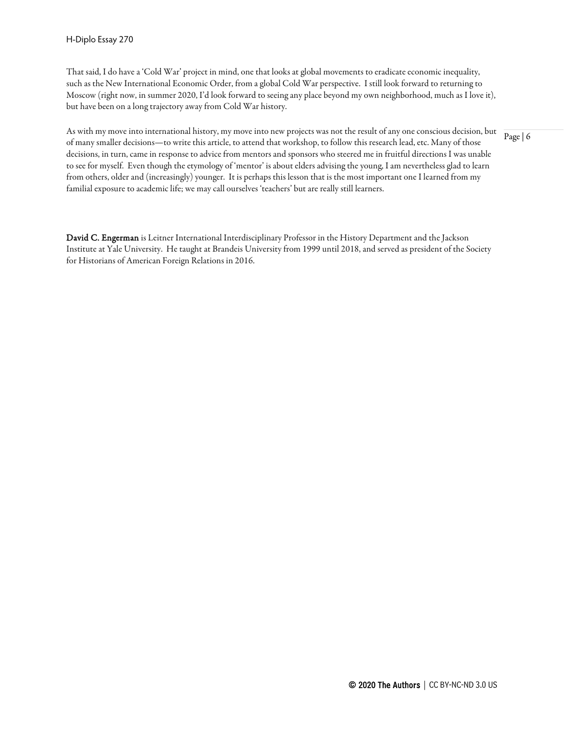That said, I do have a 'Cold War' project in mind, one that looks at global movements to eradicate economic inequality, such as the New International Economic Order, from a global Cold War perspective. I still look forward to returning to Moscow (right now, in summer 2020, I'd look forward to seeing any place beyond my own neighborhood, much as I love it), but have been on a long trajectory away from Cold War history.

As with my move into international history, my move into new projects was not the result of any one conscious decision, but of many smaller decisions—to write this article, to attend that workshop, to follow this research lead, etc. Many of those decisions, in turn, came in response to advice from mentors and sponsors who steered me in fruitful directions I was unable to see for myself. Even though the etymology of 'mentor' is about elders advising the young, I am nevertheless glad to learn from others, older and (increasingly) younger. It is perhaps this lesson that is the most important one I learned from my familial exposure to academic life; we may call ourselves 'teachers' but are really still learners.

**David C. Engerman** is Leitner International Interdisciplinary Professor in the History Department and the Jackson Institute at Yale University. He taught at Brandeis University from 1999 until 2018, and served as president of the Society for Historians of American Foreign Relations in 2016.